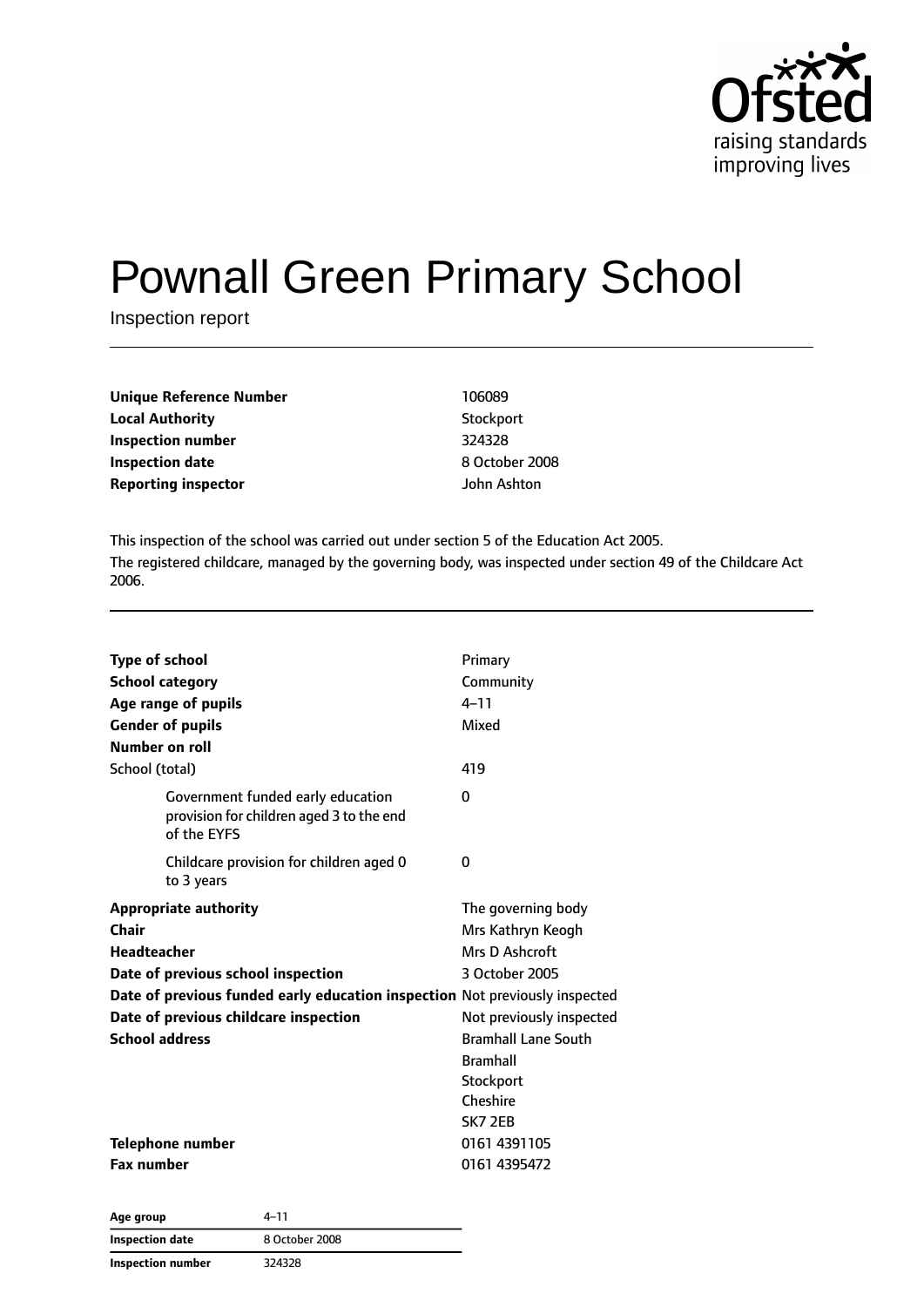# Pownall Green Primary School

Inspection report

| | |
|---|---|
| **Unique Reference Number** | 106089 |
| **Local Authority** | Stockport |
| **Inspection number** | 324328 |
| **Inspection date** | 8 October 2008 |
| **Reporting inspector** | John Ashton |

This inspection of the school was carried out under section 5 of the Education Act 2005.

The registered childcare, managed by the governing body, was inspected under section 49 of the Childcare Act 2006.

| | |
|---|---|
| **Type of school** | Primary |
| **School category** | Community |
| **Age range of pupils** | 4–11 |
| **Gender of pupils** | Mixed |
| **Number on roll** | |
| School (total) | 419 |
| Government funded early education provision for children aged 3 to the end of the EYFS | 0 |
| Childcare provision for children aged 0 to 3 years | 0 |
| **Appropriate authority** | The governing body |
| **Chair** | Mrs Kathryn Keogh |
| **Headteacher** | Mrs D Ashcroft |
| **Date of previous school inspection** | 3 October 2005 |
| **Date of previous funded early education inspection** | Not previously inspected |
| **Date of previous childcare inspection** | Not previously inspected |
| **School address** | Bramhall Lane South<br>Bramhall<br>Stockport<br>Cheshire<br>SK7 2EB |
| **Telephone number** | 0161 4391105 |
| **Fax number** | 0161 4395472 |

| | |
|---|---|
| **Age group** | 4–11 |
| **Inspection date** | 8 October 2008 |
| **Inspection number** | 324328 |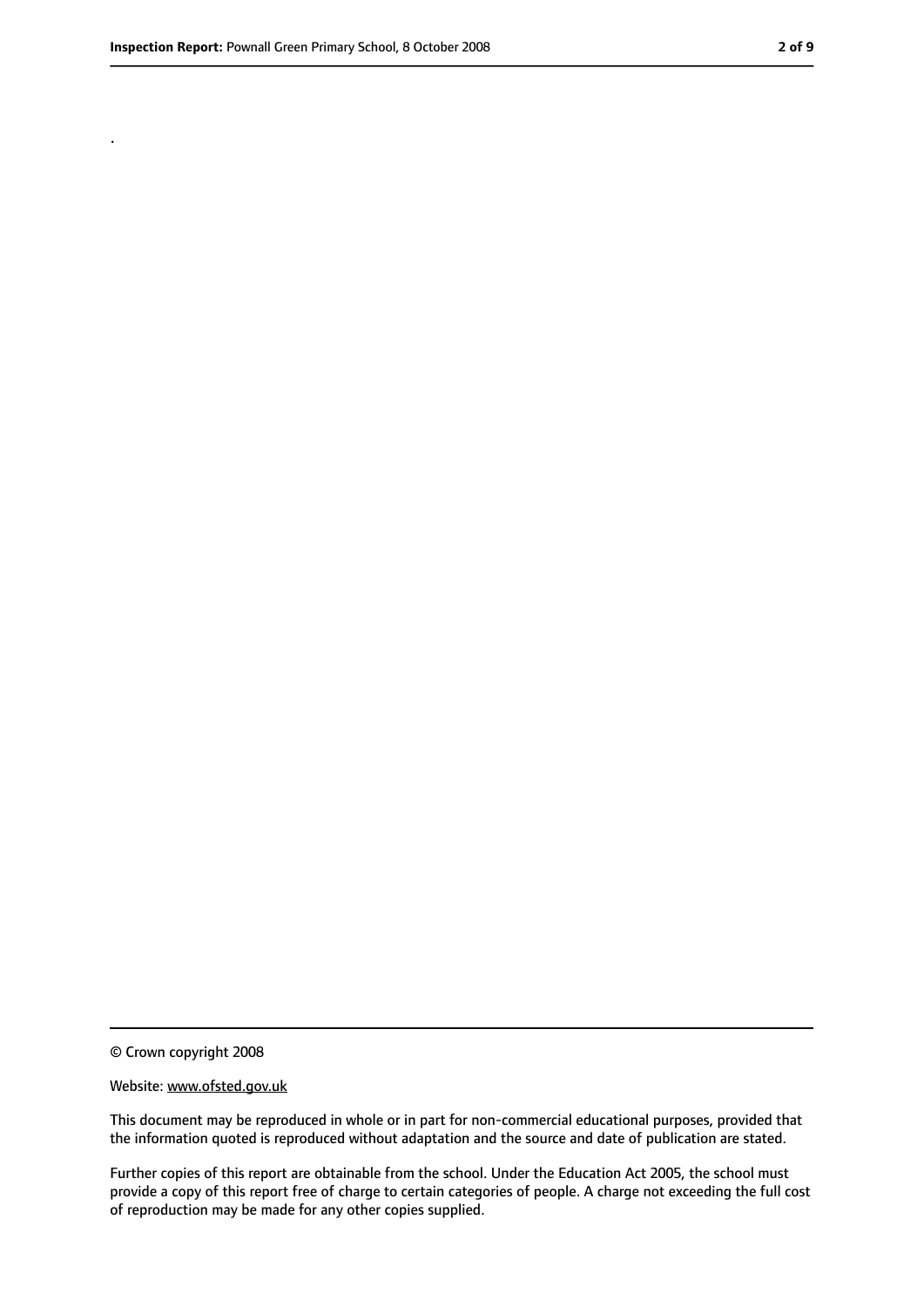.

© Crown copyright 2008

Website: www.ofsted.gov.uk

This document may be reproduced in whole or in part for non-commercial educational purposes, provided that the information quoted is reproduced without adaptation and the source and date of publication are stated.

Further copies of this report are obtainable from the school. Under the Education Act 2005, the school must provide a copy of this report free of charge to certain categories of people. A charge not exceeding the full cost of reproduction may be made for any other copies supplied.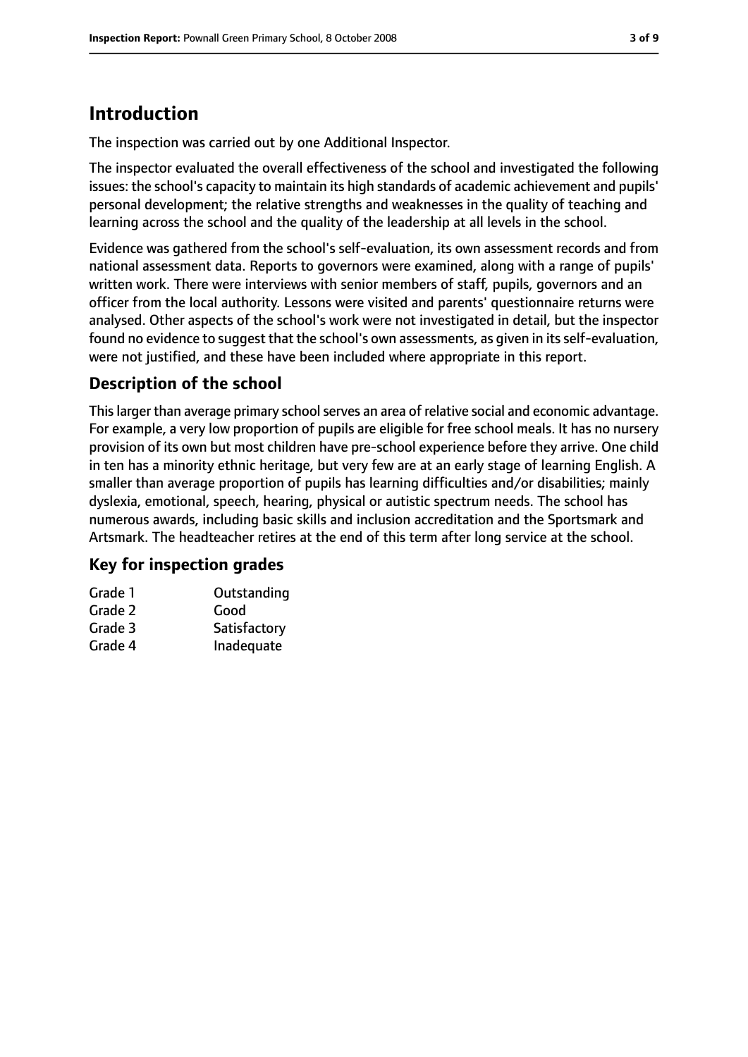## Introduction

The inspection was carried out by one Additional Inspector.

The inspector evaluated the overall effectiveness of the school and investigated the following issues: the school's capacity to maintain its high standards of academic achievement and pupils' personal development; the relative strengths and weaknesses in the quality of teaching and learning across the school and the quality of the leadership at all levels in the school.

Evidence was gathered from the school's self-evaluation, its own assessment records and from national assessment data. Reports to governors were examined, along with a range of pupils' written work. There were interviews with senior members of staff, pupils, governors and an officer from the local authority. Lessons were visited and parents' questionnaire returns were analysed. Other aspects of the school's work were not investigated in detail, but the inspector found no evidence to suggest that the school's own assessments, as given in its self-evaluation, were not justified, and these have been included where appropriate in this report.

### Description of the school

This larger than average primary school serves an area of relative social and economic advantage. For example, a very low proportion of pupils are eligible for free school meals. It has no nursery provision of its own but most children have pre-school experience before they arrive. One child in ten has a minority ethnic heritage, but very few are at an early stage of learning English. A smaller than average proportion of pupils has learning difficulties and/or disabilities; mainly dyslexia, emotional, speech, hearing, physical or autistic spectrum needs. The school has numerous awards, including basic skills and inclusion accreditation and the Sportsmark and Artsmark. The headteacher retires at the end of this term after long service at the school.

### Key for inspection grades

| | |
|---|---|
| Grade 1 | Outstanding |
| Grade 2 | Good |
| Grade 3 | Satisfactory |
| Grade 4 | Inadequate |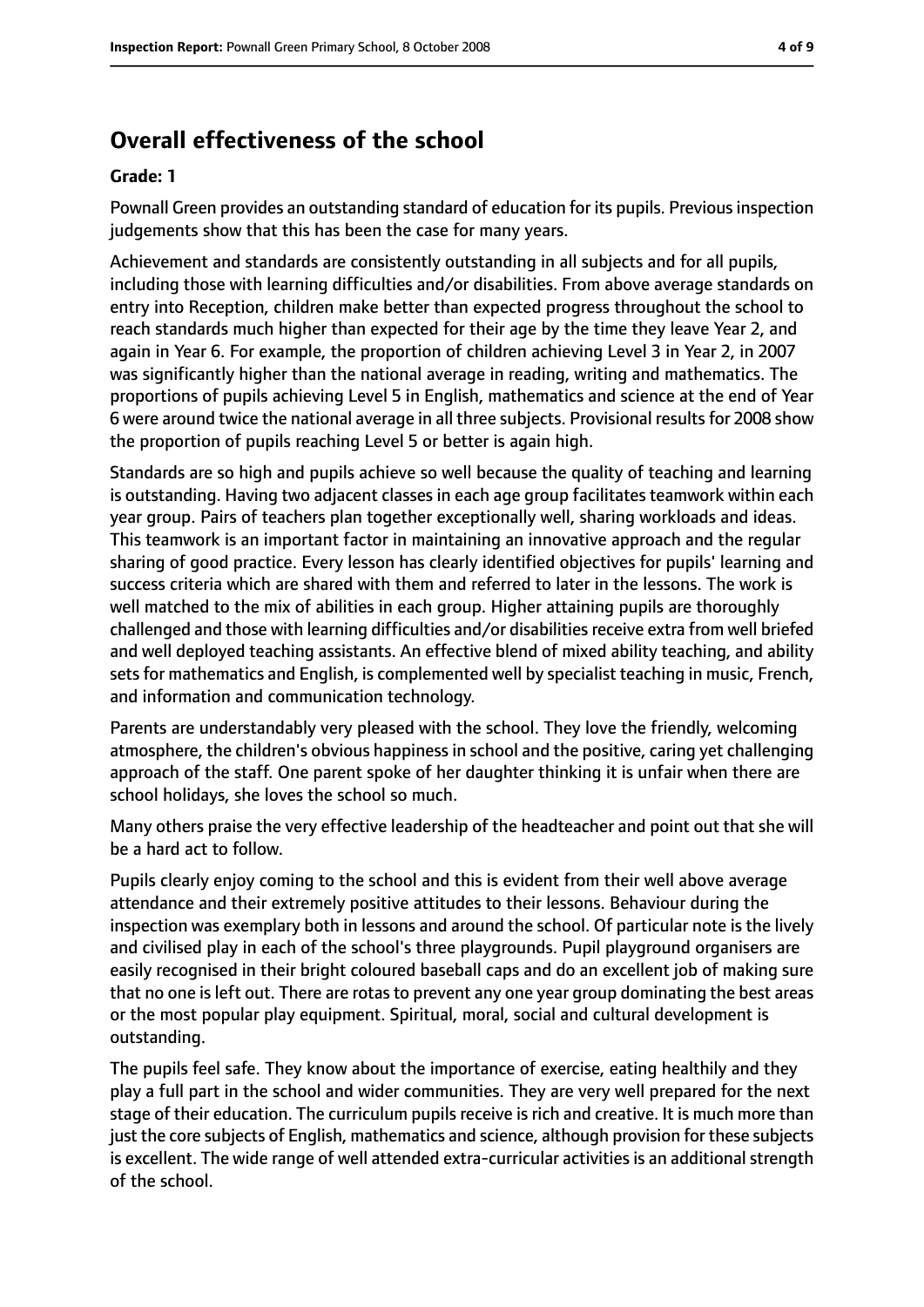## Overall effectiveness of the school

**Grade: 1**

Pownall Green provides an outstanding standard of education for its pupils. Previous inspection judgements show that this has been the case for many years.

Achievement and standards are consistently outstanding in all subjects and for all pupils, including those with learning difficulties and/or disabilities. From above average standards on entry into Reception, children make better than expected progress throughout the school to reach standards much higher than expected for their age by the time they leave Year 2, and again in Year 6. For example, the proportion of children achieving Level 3 in Year 2, in 2007 was significantly higher than the national average in reading, writing and mathematics. The proportions of pupils achieving Level 5 in English, mathematics and science at the end of Year 6 were around twice the national average in all three subjects. Provisional results for 2008 show the proportion of pupils reaching Level 5 or better is again high.

Standards are so high and pupils achieve so well because the quality of teaching and learning is outstanding. Having two adjacent classes in each age group facilitates teamwork within each year group. Pairs of teachers plan together exceptionally well, sharing workloads and ideas. This teamwork is an important factor in maintaining an innovative approach and the regular sharing of good practice. Every lesson has clearly identified objectives for pupils' learning and success criteria which are shared with them and referred to later in the lessons. The work is well matched to the mix of abilities in each group. Higher attaining pupils are thoroughly challenged and those with learning difficulties and/or disabilities receive extra from well briefed and well deployed teaching assistants. An effective blend of mixed ability teaching, and ability sets for mathematics and English, is complemented well by specialist teaching in music, French, and information and communication technology.

Parents are understandably very pleased with the school. They love the friendly, welcoming atmosphere, the children's obvious happiness in school and the positive, caring yet challenging approach of the staff. One parent spoke of her daughter thinking it is unfair when there are school holidays, she loves the school so much.

Many others praise the very effective leadership of the headteacher and point out that she will be a hard act to follow.

Pupils clearly enjoy coming to the school and this is evident from their well above average attendance and their extremely positive attitudes to their lessons. Behaviour during the inspection was exemplary both in lessons and around the school. Of particular note is the lively and civilised play in each of the school's three playgrounds. Pupil playground organisers are easily recognised in their bright coloured baseball caps and do an excellent job of making sure that no one is left out. There are rotas to prevent any one year group dominating the best areas or the most popular play equipment. Spiritual, moral, social and cultural development is outstanding.

The pupils feel safe. They know about the importance of exercise, eating healthily and they play a full part in the school and wider communities. They are very well prepared for the next stage of their education. The curriculum pupils receive is rich and creative. It is much more than just the core subjects of English, mathematics and science, although provision for these subjects is excellent. The wide range of well attended extra-curricular activities is an additional strength of the school.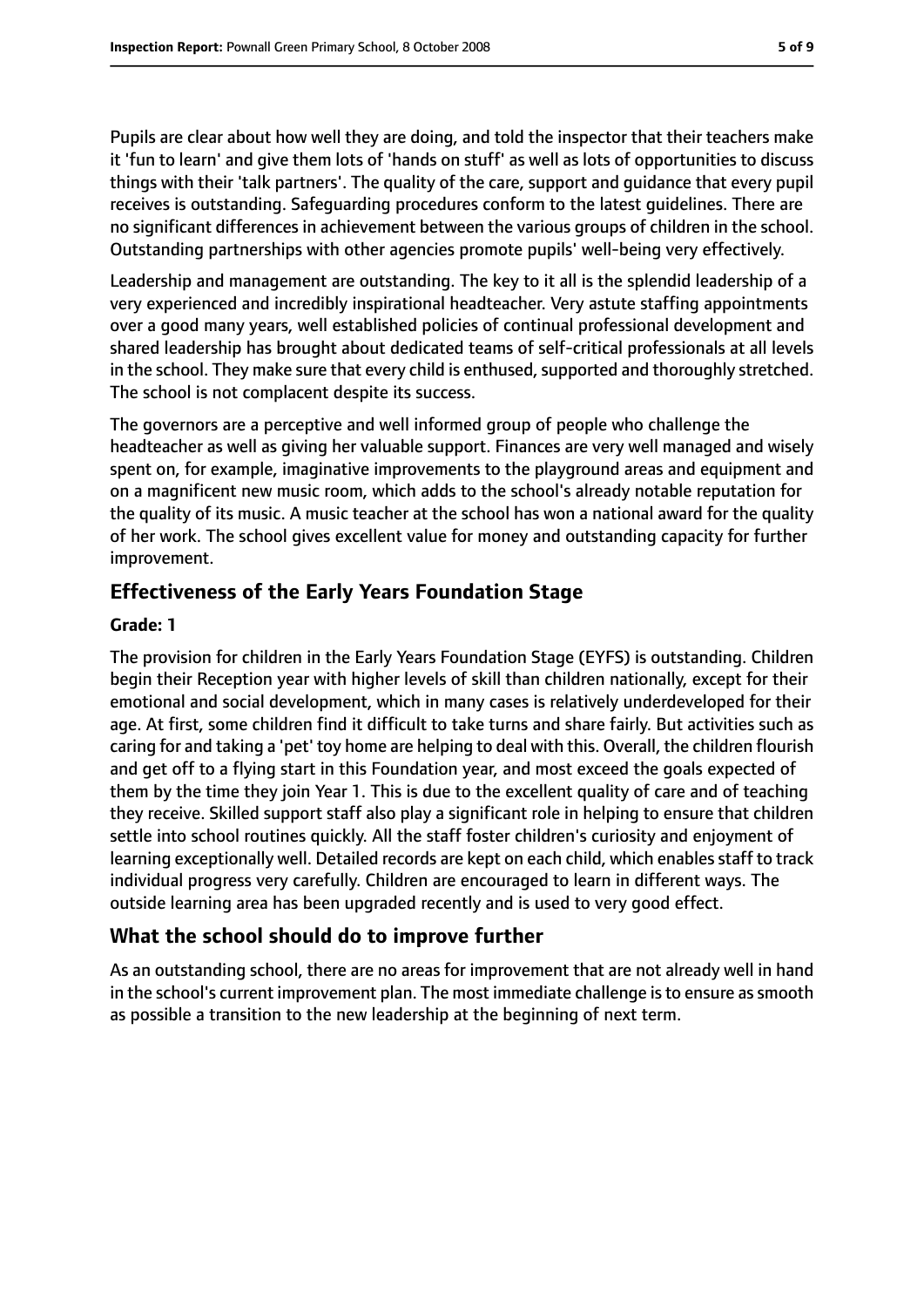Pupils are clear about how well they are doing, and told the inspector that their teachers make it 'fun to learn' and give them lots of 'hands on stuff' as well as lots of opportunities to discuss things with their 'talk partners'. The quality of the care, support and guidance that every pupil receives is outstanding. Safeguarding procedures conform to the latest guidelines. There are no significant differences in achievement between the various groups of children in the school. Outstanding partnerships with other agencies promote pupils' well-being very effectively.

Leadership and management are outstanding. The key to it all is the splendid leadership of a very experienced and incredibly inspirational headteacher. Very astute staffing appointments over a good many years, well established policies of continual professional development and shared leadership has brought about dedicated teams of self-critical professionals at all levels in the school. They make sure that every child is enthused, supported and thoroughly stretched. The school is not complacent despite its success.

The governors are a perceptive and well informed group of people who challenge the headteacher as well as giving her valuable support. Finances are very well managed and wisely spent on, for example, imaginative improvements to the playground areas and equipment and on a magnificent new music room, which adds to the school's already notable reputation for the quality of its music. A music teacher at the school has won a national award for the quality of her work. The school gives excellent value for money and outstanding capacity for further improvement.

## Effectiveness of the Early Years Foundation Stage

**Grade: 1**

The provision for children in the Early Years Foundation Stage (EYFS) is outstanding. Children begin their Reception year with higher levels of skill than children nationally, except for their emotional and social development, which in many cases is relatively underdeveloped for their age. At first, some children find it difficult to take turns and share fairly. But activities such as caring for and taking a 'pet' toy home are helping to deal with this. Overall, the children flourish and get off to a flying start in this Foundation year, and most exceed the goals expected of them by the time they join Year 1. This is due to the excellent quality of care and of teaching they receive. Skilled support staff also play a significant role in helping to ensure that children settle into school routines quickly. All the staff foster children's curiosity and enjoyment of learning exceptionally well. Detailed records are kept on each child, which enables staff to track individual progress very carefully. Children are encouraged to learn in different ways. The outside learning area has been upgraded recently and is used to very good effect.

## What the school should do to improve further

As an outstanding school, there are no areas for improvement that are not already well in hand in the school's current improvement plan. The most immediate challenge is to ensure as smooth as possible a transition to the new leadership at the beginning of next term.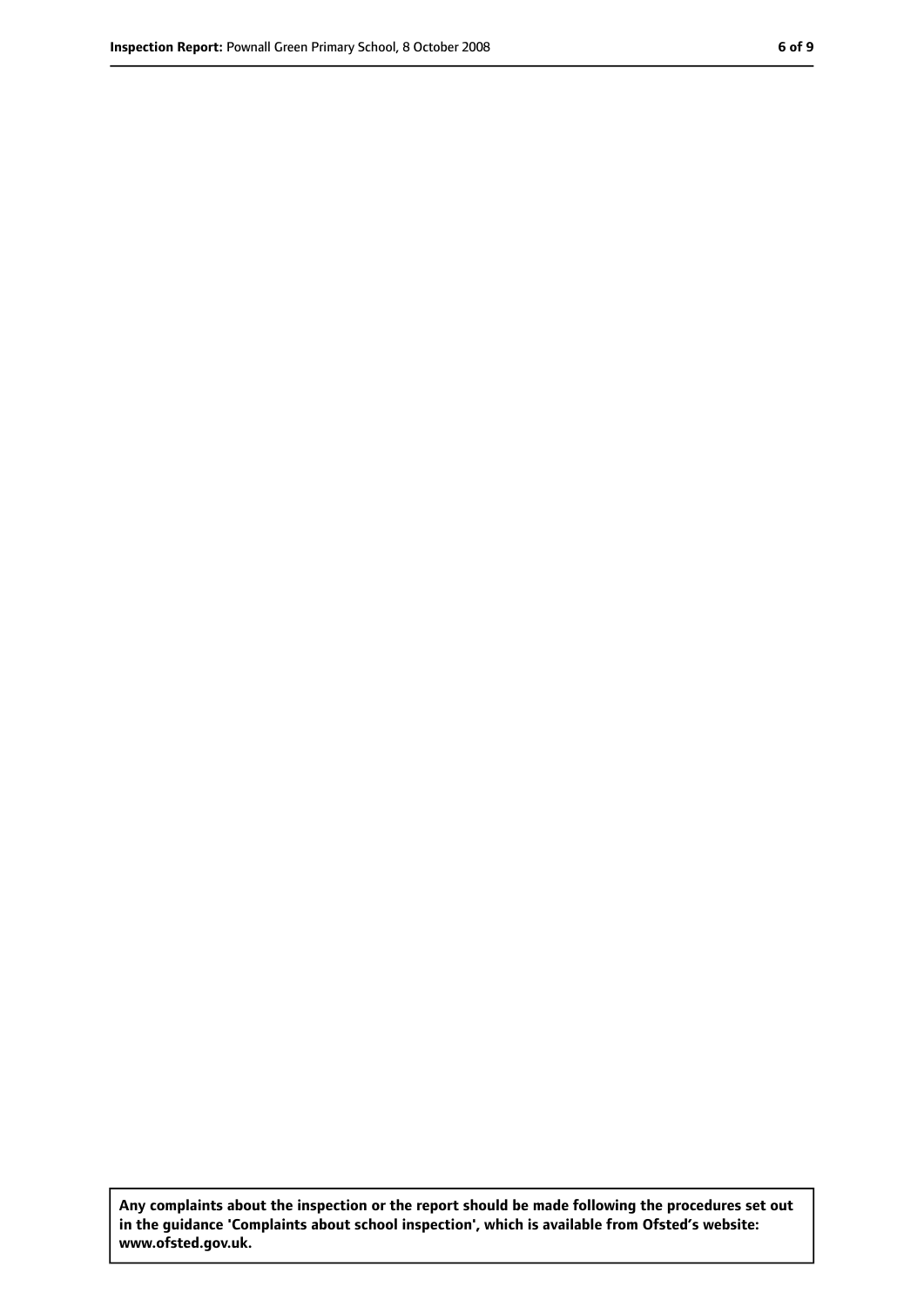**Any complaints about the inspection or the report should be made following the procedures set out in the guidance 'Complaints about school inspection', which is available from Ofsted's website: www.ofsted.gov.uk.**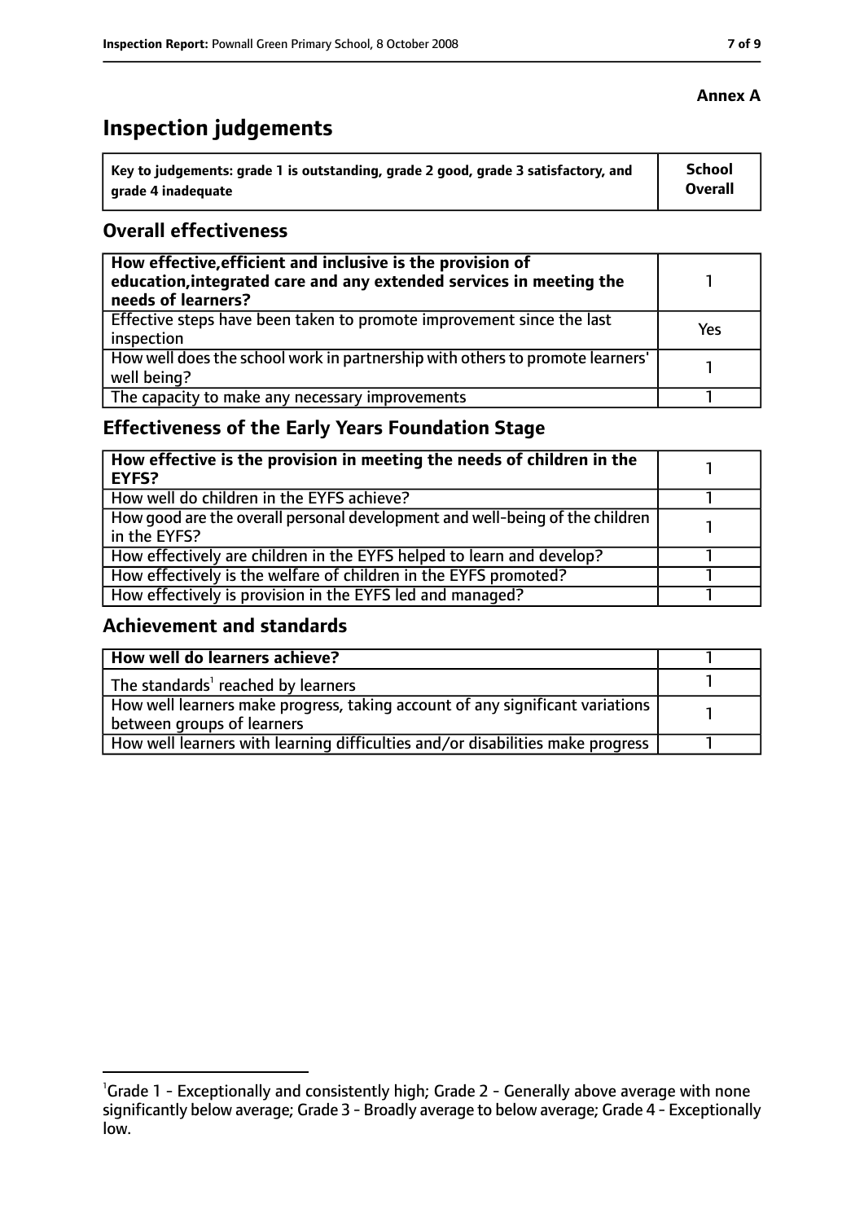**Annex A**

# Inspection judgements

| Key to judgements: grade 1 is outstanding, grade 2 good, grade 3 satisfactory, and grade 4 inadequate | School Overall |
|---|---|

## Overall effectiveness

| | |
|---|---|
| **How effective, efficient and inclusive is the provision of education, integrated care and any extended services in meeting the needs of learners?** | 1 |
| Effective steps have been taken to promote improvement since the last inspection | Yes |
| How well does the school work in partnership with others to promote learners' well being? | 1 |
| The capacity to make any necessary improvements | 1 |

## Effectiveness of the Early Years Foundation Stage

| | |
|---|---|
| **How effective is the provision in meeting the needs of children in the EYFS?** | 1 |
| How well do children in the EYFS achieve? | 1 |
| How good are the overall personal development and well-being of the children in the EYFS? | 1 |
| How effectively are children in the EYFS helped to learn and develop? | 1 |
| How effectively is the welfare of children in the EYFS promoted? | 1 |
| How effectively is provision in the EYFS led and managed? | 1 |

## Achievement and standards

| | |
|---|---|
| **How well do learners achieve?** | 1 |
| The standards[1] reached by learners | 1 |
| How well learners make progress, taking account of any significant variations between groups of learners | 1 |
| How well learners with learning difficulties and/or disabilities make progress | 1 |

[1]Grade 1 - Exceptionally and consistently high; Grade 2 - Generally above average with none significantly below average; Grade 3 - Broadly average to below average; Grade 4 - Exceptionally low.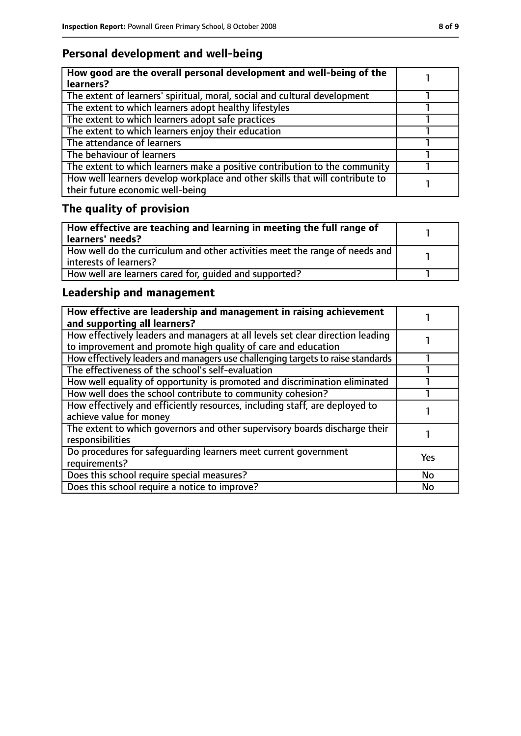## Personal development and well-being

| How good are the overall personal development and well-being of the learners? | 1 |
|---|---|
| The extent of learners' spiritual, moral, social and cultural development | 1 |
| The extent to which learners adopt healthy lifestyles | 1 |
| The extent to which learners adopt safe practices | 1 |
| The extent to which learners enjoy their education | 1 |
| The attendance of learners | 1 |
| The behaviour of learners | 1 |
| The extent to which learners make a positive contribution to the community | 1 |
| How well learners develop workplace and other skills that will contribute to their future economic well-being | 1 |

## The quality of provision

| How effective are teaching and learning in meeting the full range of learners' needs? | 1 |
|---|---|
| How well do the curriculum and other activities meet the range of needs and interests of learners? | 1 |
| How well are learners cared for, guided and supported? | 1 |

## Leadership and management

| How effective are leadership and management in raising achievement and supporting all learners? | 1 |
|---|---|
| How effectively leaders and managers at all levels set clear direction leading to improvement and promote high quality of care and education | 1 |
| How effectively leaders and managers use challenging targets to raise standards | 1 |
| The effectiveness of the school's self-evaluation | 1 |
| How well equality of opportunity is promoted and discrimination eliminated | 1 |
| How well does the school contribute to community cohesion? | 1 |
| How effectively and efficiently resources, including staff, are deployed to achieve value for money | 1 |
| The extent to which governors and other supervisory boards discharge their responsibilities | 1 |
| Do procedures for safeguarding learners meet current government requirements? | Yes |
| Does this school require special measures? | No |
| Does this school require a notice to improve? | No |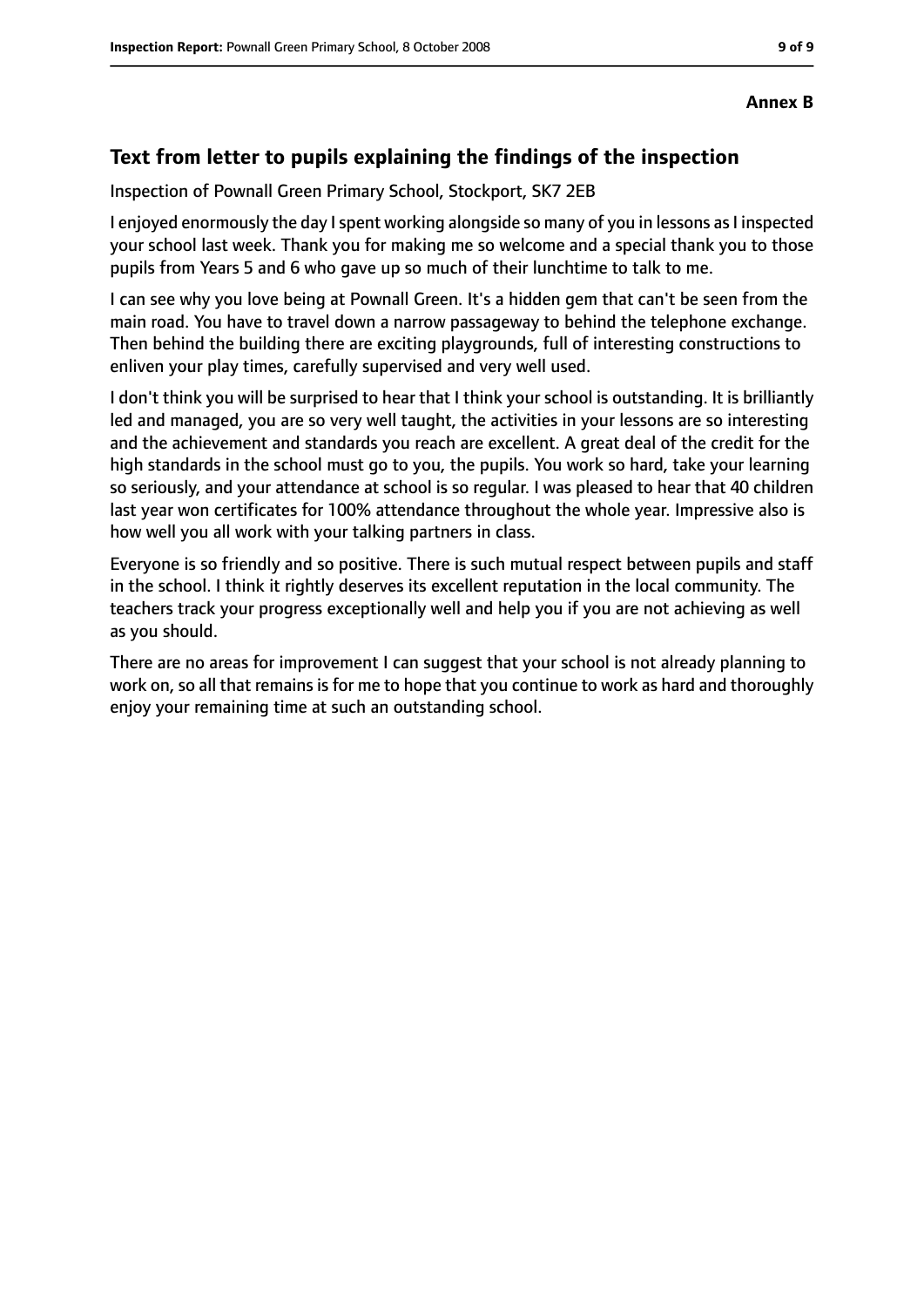**Annex B**

## Text from letter to pupils explaining the findings of the inspection

Inspection of Pownall Green Primary School, Stockport, SK7 2EB

I enjoyed enormously the day I spent working alongside so many of you in lessons as I inspected your school last week. Thank you for making me so welcome and a special thank you to those pupils from Years 5 and 6 who gave up so much of their lunchtime to talk to me.

I can see why you love being at Pownall Green. It's a hidden gem that can't be seen from the main road. You have to travel down a narrow passageway to behind the telephone exchange. Then behind the building there are exciting playgrounds, full of interesting constructions to enliven your play times, carefully supervised and very well used.

I don't think you will be surprised to hear that I think your school is outstanding. It is brilliantly led and managed, you are so very well taught, the activities in your lessons are so interesting and the achievement and standards you reach are excellent. A great deal of the credit for the high standards in the school must go to you, the pupils. You work so hard, take your learning so seriously, and your attendance at school is so regular. I was pleased to hear that 40 children last year won certificates for 100% attendance throughout the whole year. Impressive also is how well you all work with your talking partners in class.

Everyone is so friendly and so positive. There is such mutual respect between pupils and staff in the school. I think it rightly deserves its excellent reputation in the local community. The teachers track your progress exceptionally well and help you if you are not achieving as well as you should.

There are no areas for improvement I can suggest that your school is not already planning to work on, so all that remains is for me to hope that you continue to work as hard and thoroughly enjoy your remaining time at such an outstanding school.